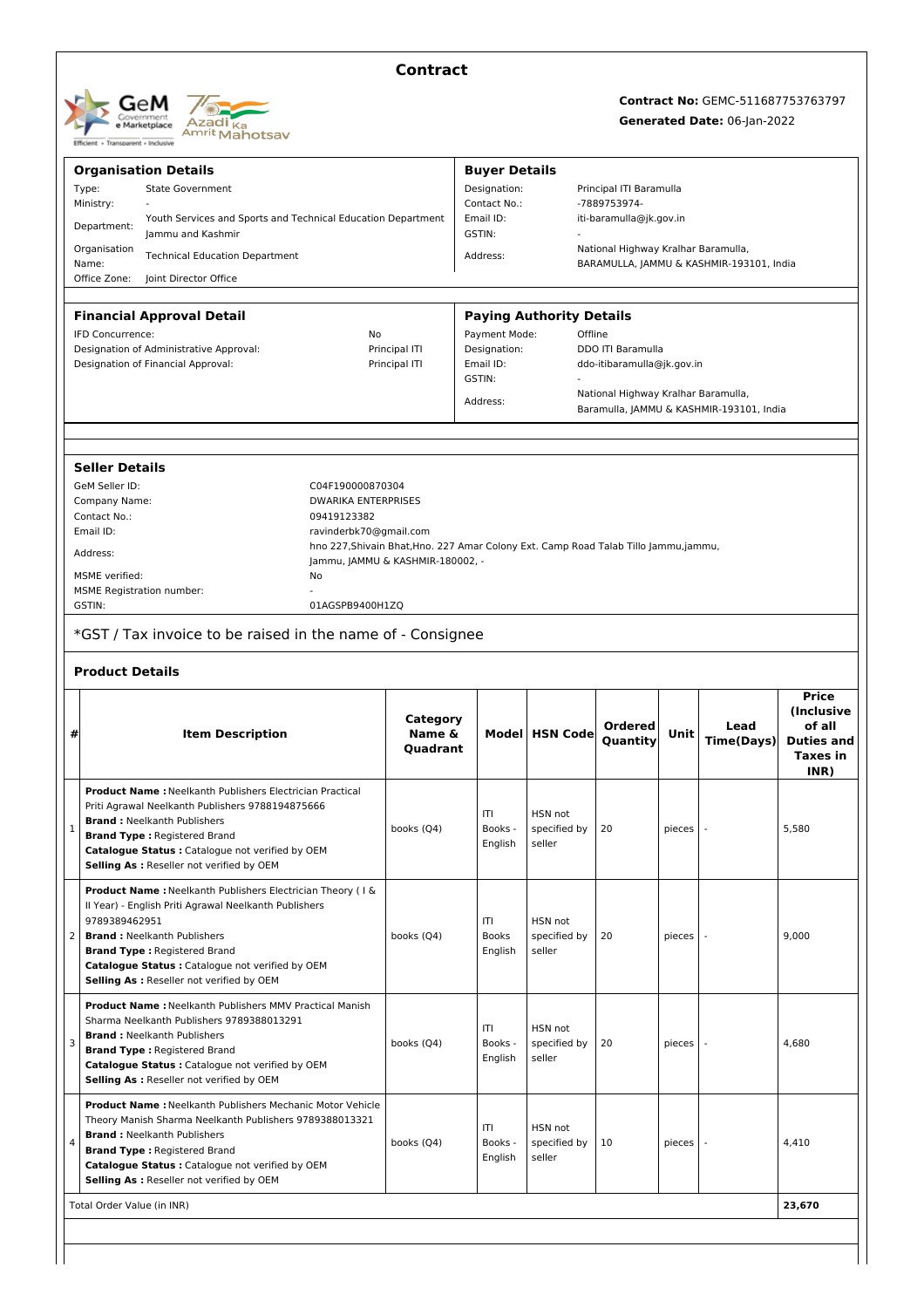# Contract

**Contract No:** GEMC-511687753763797

**Generated Date:** 06-Jan-2022

## Organisation Details

| | |
|---|---|
| Type: | State Government |
| Ministry: | - |
| Department: | Youth Services and Sports and Technical Education Department Jammu and Kashmir |
| Organisation Name: | Technical Education Department |
| Office Zone: | Joint Director Office |

## Buyer Details

| | |
|---|---|
| Designation: | Principal ITI Baramulla |
| Contact No.: | -7889753974- |
| Email ID: | iti-baramulla@jk.gov.in |
| GSTIN: | - |
| Address: | National Highway Kralhar Baramulla, BARAMULLA, JAMMU & KASHMIR-193101, India |

## Financial Approval Detail

| | |
|---|---|
| IFD Concurrence: | No |
| Designation of Administrative Approval: | Principal ITI |
| Designation of Financial Approval: | Principal ITI |

## Paying Authority Details

| | |
|---|---|
| Payment Mode: | Offline |
| Designation: | DDO ITI Baramulla |
| Email ID: | ddo-itibaramulla@jk.gov.in |
| GSTIN: | - |
| Address: | National Highway Kralhar Baramulla, Baramulla, JAMMU & KASHMIR-193101, India |

## Seller Details

| | |
|---|---|
| GeM Seller ID: | C04F190000870304 |
| Company Name: | DWARIKA ENTERPRISES |
| Contact No.: | 09419123382 |
| Email ID: | ravinderbk70@gmail.com |
| Address: | hno 227,Shivain Bhat,Hno. 227 Amar Colony Ext. Camp Road Talab Tillo Jammu,jammu, Jammu, JAMMU & KASHMIR-180002, - |
| MSME verified: | No |
| MSME Registration number: | - |
| GSTIN: | 01AGSPB9400H1ZQ |

*GST / Tax invoice to be raised in the name of - Consignee

## Product Details

| # | Item Description | Category Name & Quadrant | Model | HSN Code | Ordered Quantity | Unit | Lead Time(Days) | Price (Inclusive of all Duties and Taxes in INR) |
|---|---|---|---|---|---|---|---|---|
| 1 | **Product Name :** Neelkanth Publishers Electrician Practical Priti Agrawal Neelkanth Publishers 9788194875666<br>**Brand :** Neelkanth Publishers<br>**Brand Type :** Registered Brand<br>**Catalogue Status :** Catalogue not verified by OEM<br>**Selling As :** Reseller not verified by OEM | books (Q4) | ITI Books - English | HSN not specified by seller | 20 | pieces | - | 5,580 |
| 2 | **Product Name :** Neelkanth Publishers Electrician Theory ( I & II Year) - English Priti Agrawal Neelkanth Publishers 9789389462951<br>**Brand :** Neelkanth Publishers<br>**Brand Type :** Registered Brand<br>**Catalogue Status :** Catalogue not verified by OEM<br>**Selling As :** Reseller not verified by OEM | books (Q4) | ITI Books English | HSN not specified by seller | 20 | pieces | - | 9,000 |
| 3 | **Product Name :** Neelkanth Publishers MMV Practical Manish Sharma Neelkanth Publishers 9789388013291<br>**Brand :** Neelkanth Publishers<br>**Brand Type :** Registered Brand<br>**Catalogue Status :** Catalogue not verified by OEM<br>**Selling As :** Reseller not verified by OEM | books (Q4) | ITI Books - English | HSN not specified by seller | 20 | pieces | - | 4,680 |
| 4 | **Product Name :** Neelkanth Publishers Mechanic Motor Vehicle Theory Manish Sharma Neelkanth Publishers 9789388013321<br>**Brand :** Neelkanth Publishers<br>**Brand Type :** Registered Brand<br>**Catalogue Status :** Catalogue not verified by OEM<br>**Selling As :** Reseller not verified by OEM | books (Q4) | ITI Books - English | HSN not specified by seller | 10 | pieces | - | 4,410 |
| | Total Order Value (in INR) | | | | | | | **23,670** |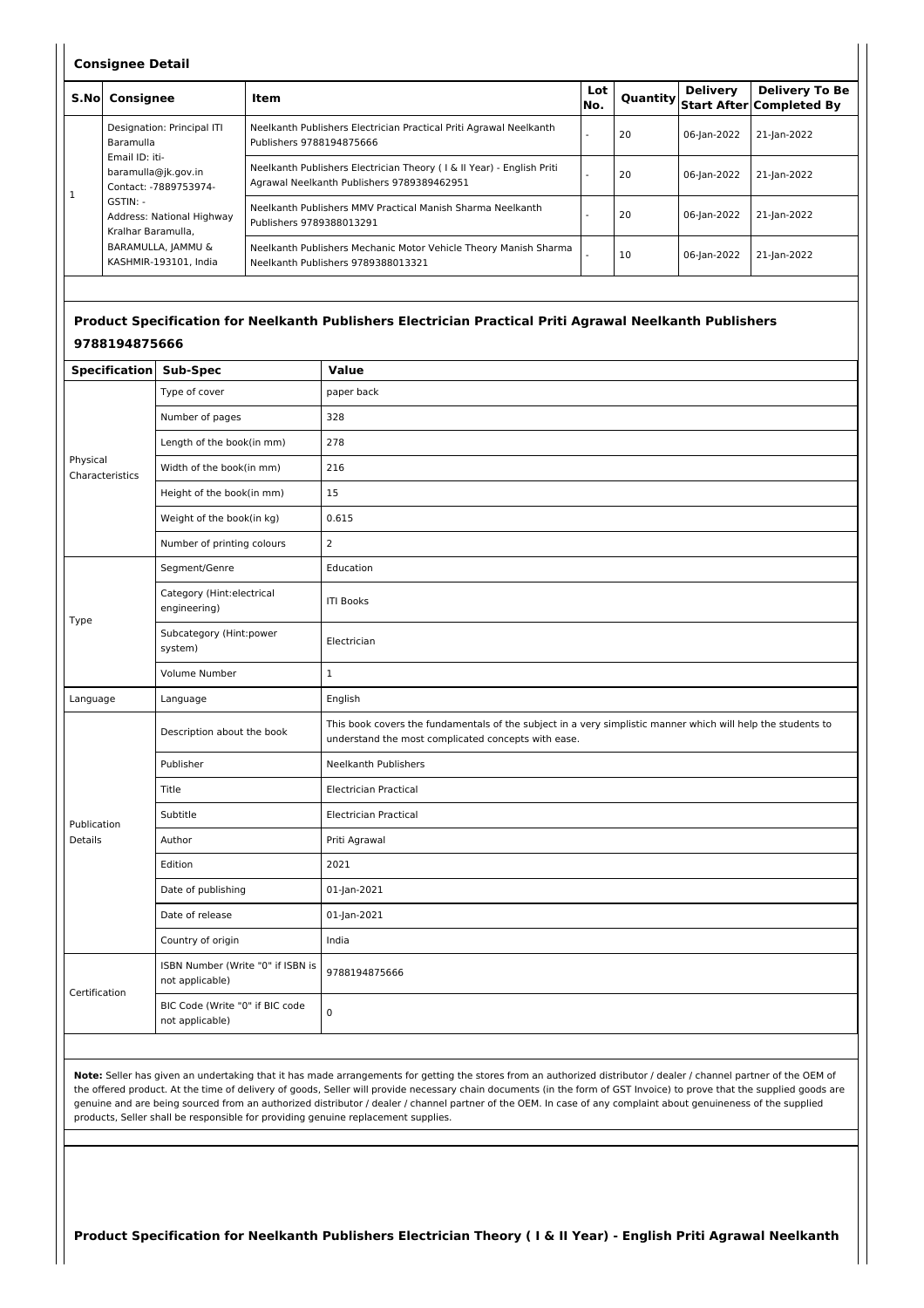### Consignee Detail

| S.No | Consignee | Item | Lot No. | Quantity | Delivery Start After | Delivery To Be Completed By |
|---|---|---|---|---|---|---|
| 1 | Designation: Principal ITI Baramulla<br>Email ID: iti-baramulla@jk.gov.in<br>Contact: -7889753974-<br>GSTIN: -<br>Address: National Highway Kralhar Baramulla, BARAMULLA, JAMMU & KASHMIR-193101, India | Neelkanth Publishers Electrician Practical Priti Agrawal Neelkanth Publishers 9788194875666 | - | 20 | 06-Jan-2022 | 21-Jan-2022 |
| | | Neelkanth Publishers Electrician Theory ( I & II Year) - English Priti Agrawal Neelkanth Publishers 9789389462951 | - | 20 | 06-Jan-2022 | 21-Jan-2022 |
| | | Neelkanth Publishers MMV Practical Manish Sharma Neelkanth Publishers 9789388013291 | - | 20 | 06-Jan-2022 | 21-Jan-2022 |
| | | Neelkanth Publishers Mechanic Motor Vehicle Theory Manish Sharma Neelkanth Publishers 9789388013321 | - | 10 | 06-Jan-2022 | 21-Jan-2022 |

### Product Specification for Neelkanth Publishers Electrician Practical Priti Agrawal Neelkanth Publishers 9788194875666

| Specification | Sub-Spec | Value |
|---|---|---|
| Physical Characteristics | Type of cover | paper back |
| | Number of pages | 328 |
| | Length of the book(in mm) | 278 |
| | Width of the book(in mm) | 216 |
| | Height of the book(in mm) | 15 |
| | Weight of the book(in kg) | 0.615 |
| | Number of printing colours | 2 |
| Type | Segment/Genre | Education |
| | Category (Hint:electrical engineering) | ITI Books |
| | Subcategory (Hint:power system) | Electrician |
| | Volume Number | 1 |
| Language | Language | English |
| Publication Details | Description about the book | This book covers the fundamentals of the subject in a very simplistic manner which will help the students to understand the most complicated concepts with ease. |
| | Publisher | Neelkanth Publishers |
| | Title | Electrician Practical |
| | Subtitle | Electrician Practical |
| | Author | Priti Agrawal |
| | Edition | 2021 |
| | Date of publishing | 01-Jan-2021 |
| | Date of release | 01-Jan-2021 |
| | Country of origin | India |
| Certification | ISBN Number (Write "0" if ISBN is not applicable) | 9788194875666 |
| | BIC Code (Write "0" if BIC code not applicable) | 0 |

**Note:** Seller has given an undertaking that it has made arrangements for getting the stores from an authorized distributor / dealer / channel partner of the OEM of the offered product. At the time of delivery of goods, Seller will provide necessary chain documents (in the form of GST Invoice) to prove that the supplied goods are genuine and are being sourced from an authorized distributor / dealer / channel partner of the OEM. In case of any complaint about genuineness of the supplied products, Seller shall be responsible for providing genuine replacement supplies.

### Product Specification for Neelkanth Publishers Electrician Theory ( I & II Year) - English Priti Agrawal Neelkanth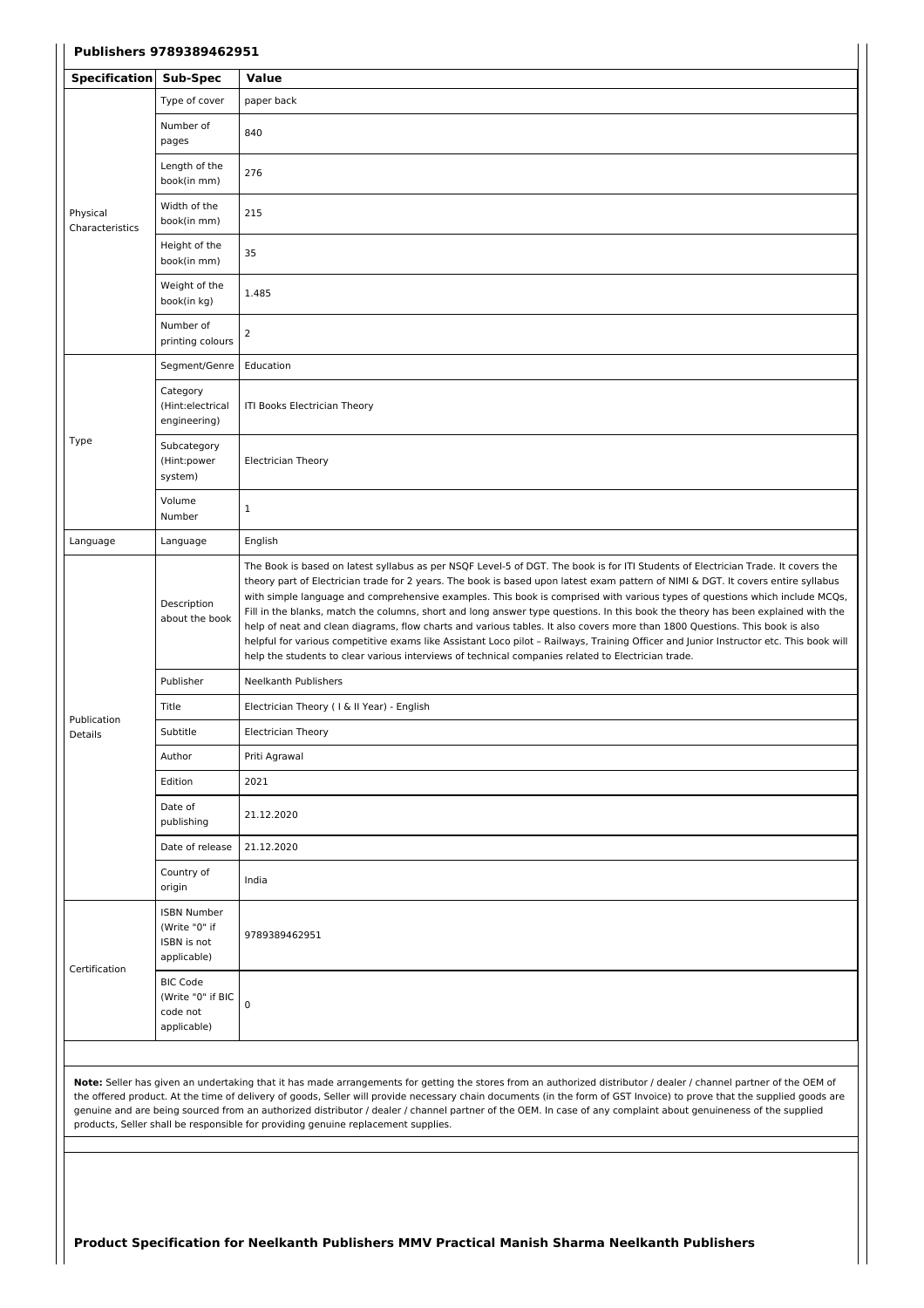**Publishers 9789389462951**

| Specification | Sub-Spec | Value |
|---|---|---|
| Physical Characteristics | Type of cover | paper back |
| | Number of pages | 840 |
| | Length of the book(in mm) | 276 |
| | Width of the book(in mm) | 215 |
| | Height of the book(in mm) | 35 |
| | Weight of the book(in kg) | 1.485 |
| | Number of printing colours | 2 |
| Type | Segment/Genre | Education |
| | Category (Hint:electrical engineering) | ITI Books Electrician Theory |
| | Subcategory (Hint:power system) | Electrician Theory |
| | Volume Number | 1 |
| Language | Language | English |
| Publication Details | Description about the book | The Book is based on latest syllabus as per NSQF Level-5 of DGT. The book is for ITI Students of Electrician Trade. It covers the theory part of Electrician trade for 2 years. The book is based upon latest exam pattern of NIMI & DGT. It covers entire syllabus with simple language and comprehensive examples. This book is comprised with various types of questions which include MCQs, Fill in the blanks, match the columns, short and long answer type questions. In this book the theory has been explained with the help of neat and clean diagrams, flow charts and various tables. It also covers more than 1800 Questions. This book is also helpful for various competitive exams like Assistant Loco pilot – Railways, Training Officer and Junior Instructor etc. This book will help the students to clear various interviews of technical companies related to Electrician trade. |
| | Publisher | Neelkanth Publishers |
| | Title | Electrician Theory ( I & II Year) - English |
| | Subtitle | Electrician Theory |
| | Author | Priti Agrawal |
| | Edition | 2021 |
| | Date of publishing | 21.12.2020 |
| | Date of release | 21.12.2020 |
| | Country of origin | India |
| Certification | ISBN Number (Write "0" if ISBN is not applicable) | 9789389462951 |
| | BIC Code (Write "0" if BIC code not applicable) | 0 |

**Note:** Seller has given an undertaking that it has made arrangements for getting the stores from an authorized distributor / dealer / channel partner of the OEM of the offered product. At the time of delivery of goods, Seller will provide necessary chain documents (in the form of GST Invoice) to prove that the supplied goods are genuine and are being sourced from an authorized distributor / dealer / channel partner of the OEM. In case of any complaint about genuineness of the supplied products, Seller shall be responsible for providing genuine replacement supplies.

**Product Specification for Neelkanth Publishers MMV Practical Manish Sharma Neelkanth Publishers**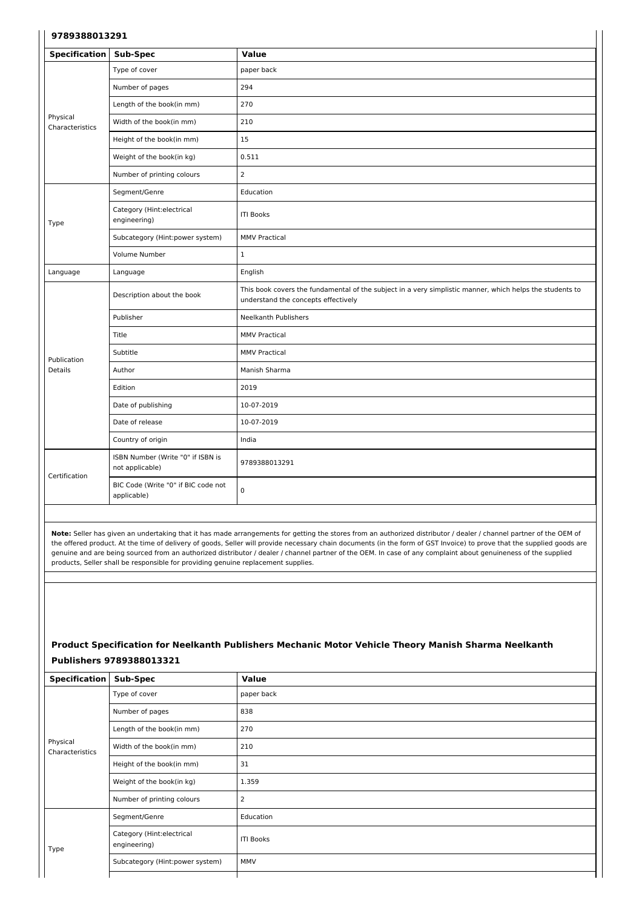**9789388013291**

| Specification | Sub-Spec | Value |
|---|---|---|
| Physical Characteristics | Type of cover | paper back |
| | Number of pages | 294 |
| | Length of the book(in mm) | 270 |
| | Width of the book(in mm) | 210 |
| | Height of the book(in mm) | 15 |
| | Weight of the book(in kg) | 0.511 |
| | Number of printing colours | 2 |
| Type | Segment/Genre | Education |
| | Category (Hint:electrical engineering) | ITI Books |
| | Subcategory (Hint:power system) | MMV Practical |
| | Volume Number | 1 |
| Language | Language | English |
| Publication Details | Description about the book | This book covers the fundamental of the subject in a very simplistic manner, which helps the students to understand the concepts effectively |
| | Publisher | Neelkanth Publishers |
| | Title | MMV Practical |
| | Subtitle | MMV Practical |
| | Author | Manish Sharma |
| | Edition | 2019 |
| | Date of publishing | 10-07-2019 |
| | Date of release | 10-07-2019 |
| | Country of origin | India |
| Certification | ISBN Number (Write "0" if ISBN is not applicable) | 9789388013291 |
| | BIC Code (Write "0" if BIC code not applicable) | 0 |

**Note:** Seller has given an undertaking that it has made arrangements for getting the stores from an authorized distributor / dealer / channel partner of the OEM of the offered product. At the time of delivery of goods, Seller will provide necessary chain documents (in the form of GST Invoice) to prove that the supplied goods are genuine and are being sourced from an authorized distributor / dealer / channel partner of the OEM. In case of any complaint about genuineness of the supplied products, Seller shall be responsible for providing genuine replacement supplies.

### Product Specification for Neelkanth Publishers Mechanic Motor Vehicle Theory Manish Sharma Neelkanth Publishers 9789388013321

| Specification | Sub-Spec | Value |
|---|---|---|
| Physical Characteristics | Type of cover | paper back |
| | Number of pages | 838 |
| | Length of the book(in mm) | 270 |
| | Width of the book(in mm) | 210 |
| | Height of the book(in mm) | 31 |
| | Weight of the book(in kg) | 1.359 |
| | Number of printing colours | 2 |
| Type | Segment/Genre | Education |
| | Category (Hint:electrical engineering) | ITI Books |
| | Subcategory (Hint:power system) | MMV |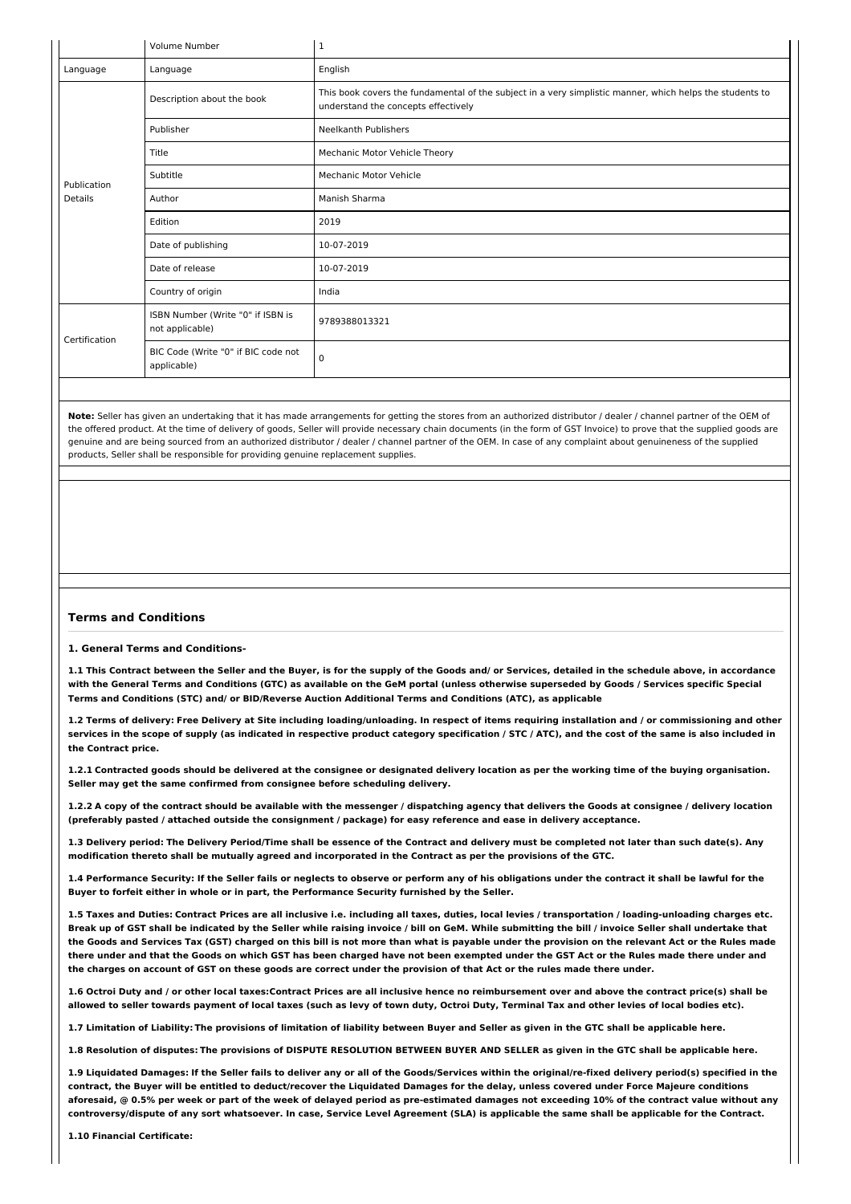|  | Volume Number | 1 |
| --- | --- | --- |
| Language | Language | English |
| Publication Details | Description about the book | This book covers the fundamental of the subject in a very simplistic manner, which helps the students to understand the concepts effectively |
|  | Publisher | Neelkanth Publishers |
|  | Title | Mechanic Motor Vehicle Theory |
|  | Subtitle | Mechanic Motor Vehicle |
|  | Author | Manish Sharma |
|  | Edition | 2019 |
|  | Date of publishing | 10-07-2019 |
|  | Date of release | 10-07-2019 |
|  | Country of origin | India |
| Certification | ISBN Number (Write "0" if ISBN is not applicable) | 9789388013321 |
|  | BIC Code (Write "0" if BIC code not applicable) | 0 |

**Note:** Seller has given an undertaking that it has made arrangements for getting the stores from an authorized distributor / dealer / channel partner of the OEM of the offered product. At the time of delivery of goods, Seller will provide necessary chain documents (in the form of GST Invoice) to prove that the supplied goods are genuine and are being sourced from an authorized distributor / dealer / channel partner of the OEM. In case of any complaint about genuineness of the supplied products, Seller shall be responsible for providing genuine replacement supplies.

## Terms and Conditions

**1. General Terms and Conditions-**

**1.1 This Contract between the Seller and the Buyer, is for the supply of the Goods and/ or Services, detailed in the schedule above, in accordance with the General Terms and Conditions (GTC) as available on the GeM portal (unless otherwise superseded by Goods / Services specific Special Terms and Conditions (STC) and/ or BID/Reverse Auction Additional Terms and Conditions (ATC), as applicable**

**1.2 Terms of delivery: Free Delivery at Site including loading/unloading. In respect of items requiring installation and / or commissioning and other services in the scope of supply (as indicated in respective product category specification / STC / ATC), and the cost of the same is also included in the Contract price.**

**1.2.1 Contracted goods should be delivered at the consignee or designated delivery location as per the working time of the buying organisation. Seller may get the same confirmed from consignee before scheduling delivery.**

**1.2.2 A copy of the contract should be available with the messenger / dispatching agency that delivers the Goods at consignee / delivery location (preferably pasted / attached outside the consignment / package) for easy reference and ease in delivery acceptance.**

**1.3 Delivery period: The Delivery Period/Time shall be essence of the Contract and delivery must be completed not later than such date(s). Any modification thereto shall be mutually agreed and incorporated in the Contract as per the provisions of the GTC.**

**1.4 Performance Security: If the Seller fails or neglects to observe or perform any of his obligations under the contract it shall be lawful for the Buyer to forfeit either in whole or in part, the Performance Security furnished by the Seller.**

**1.5 Taxes and Duties: Contract Prices are all inclusive i.e. including all taxes, duties, local levies / transportation / loading-unloading charges etc. Break up of GST shall be indicated by the Seller while raising invoice / bill on GeM. While submitting the bill / invoice Seller shall undertake that the Goods and Services Tax (GST) charged on this bill is not more than what is payable under the provision on the relevant Act or the Rules made there under and that the Goods on which GST has been charged have not been exempted under the GST Act or the Rules made there under and the charges on account of GST on these goods are correct under the provision of that Act or the rules made there under.**

**1.6 Octroi Duty and / or other local taxes:Contract Prices are all inclusive hence no reimbursement over and above the contract price(s) shall be allowed to seller towards payment of local taxes (such as levy of town duty, Octroi Duty, Terminal Tax and other levies of local bodies etc).**

**1.7 Limitation of Liability: The provisions of limitation of liability between Buyer and Seller as given in the GTC shall be applicable here.**

**1.8 Resolution of disputes: The provisions of DISPUTE RESOLUTION BETWEEN BUYER AND SELLER as given in the GTC shall be applicable here.**

**1.9 Liquidated Damages: If the Seller fails to deliver any or all of the Goods/Services within the original/re-fixed delivery period(s) specified in the contract, the Buyer will be entitled to deduct/recover the Liquidated Damages for the delay, unless covered under Force Majeure conditions aforesaid, @ 0.5% per week or part of the week of delayed period as pre-estimated damages not exceeding 10% of the contract value without any controversy/dispute of any sort whatsoever. In case, Service Level Agreement (SLA) is applicable the same shall be applicable for the Contract.**

**1.10 Financial Certificate:**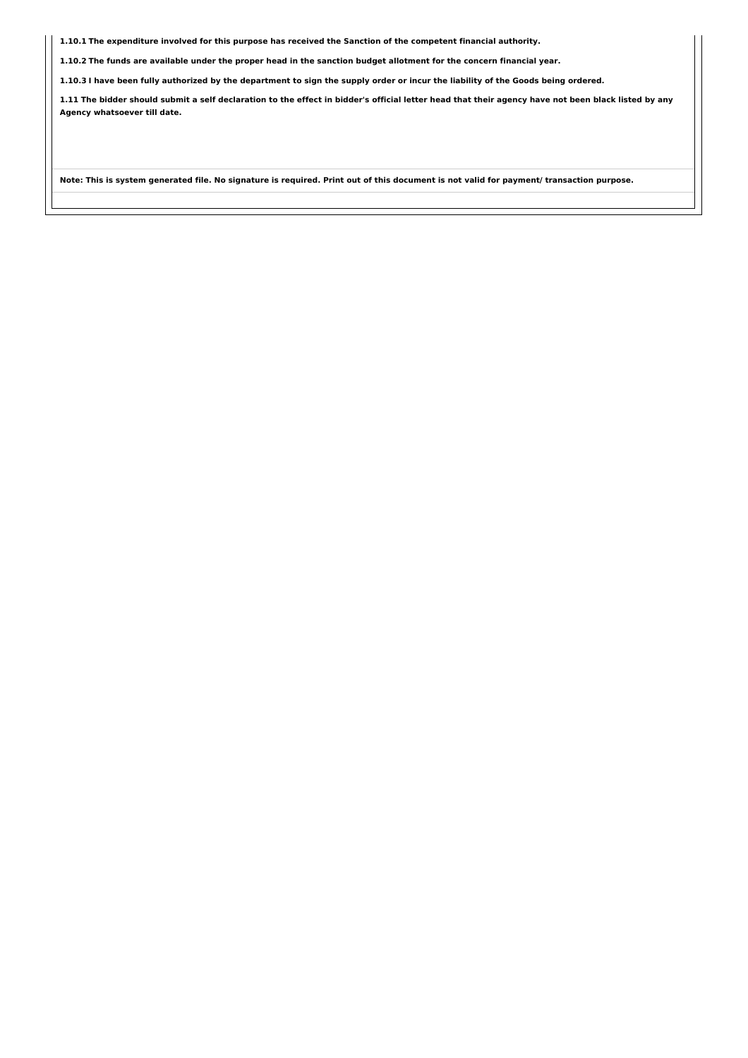**1.10.1 The expenditure involved for this purpose has received the Sanction of the competent financial authority.**

**1.10.2 The funds are available under the proper head in the sanction budget allotment for the concern financial year.**

**1.10.3 I have been fully authorized by the department to sign the supply order or incur the liability of the Goods being ordered.**

**1.11 The bidder should submit a self declaration to the effect in bidder's official letter head that their agency have not been black listed by any Agency whatsoever till date.**

**Note: This is system generated file. No signature is required. Print out of this document is not valid for payment/ transaction purpose.**